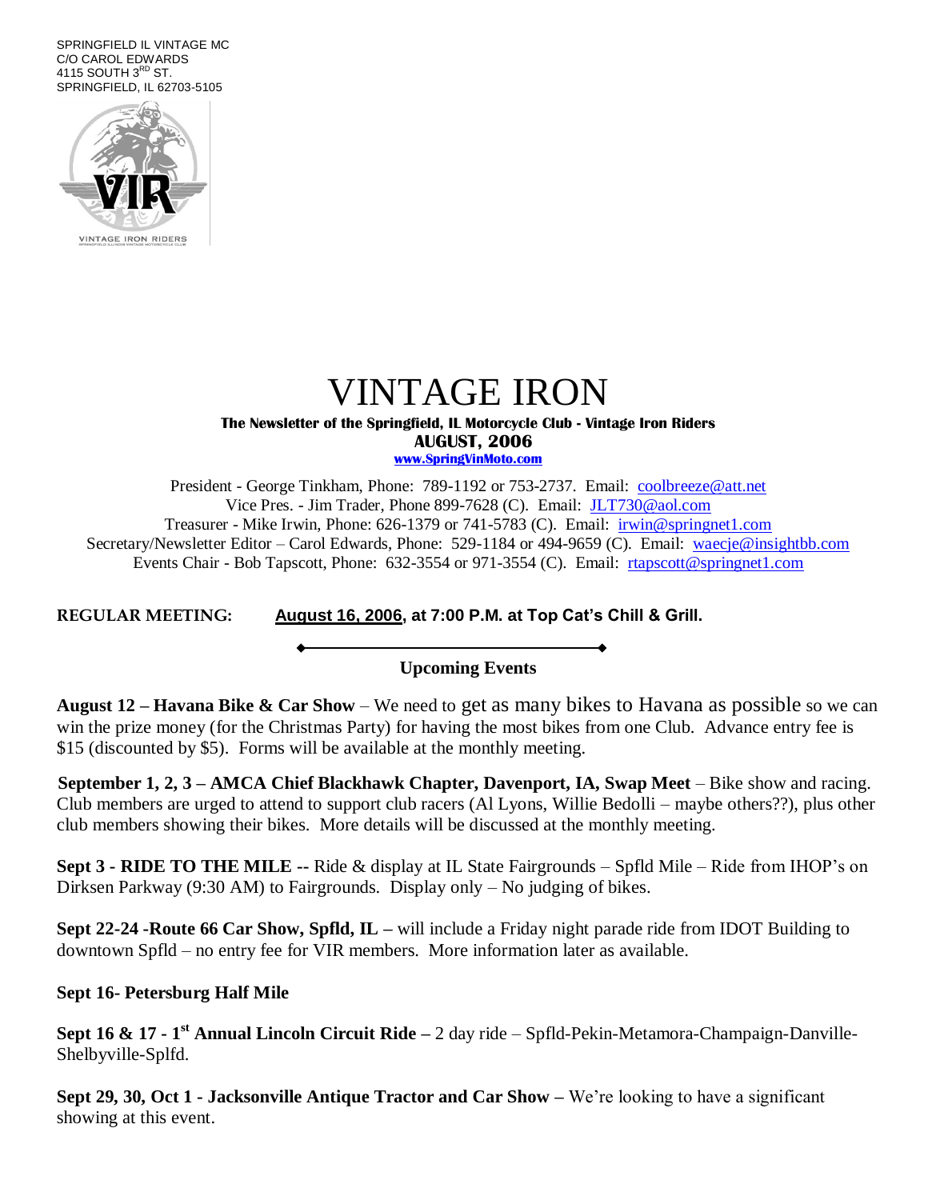SPRINGFIELD IL VINTAGE MC
C/O CAROL EDWARDS
4115 SOUTH 3RD ST.
SPRINGFIELD, IL 62703-5105

VINTAGE IRON RIDERS

# VINTAGE IRON

**The Newsletter of the Springfield, IL Motorcycle Club - Vintage Iron Riders**

**AUGUST, 2006**

**www.SpringVinMoto.com**

President - George Tinkham, Phone: 789-1192 or 753-2737. Email: coolbreeze@att.net
Vice Pres. - Jim Trader, Phone 899-7628 (C). Email: JLT730@aol.com
Treasurer - Mike Irwin, Phone: 626-1379 or 741-5783 (C). Email: irwin@springnet1.com
Secretary/Newsletter Editor – Carol Edwards, Phone: 529-1184 or 494-9659 (C). Email: waecje@insightbb.com
Events Chair - Bob Tapscott, Phone: 632-3554 or 971-3554 (C). Email: rtapscott@springnet1.com

**REGULAR MEETING:** **August 16, 2006, at 7:00 P.M. at Top Cat's Chill & Grill.**

## Upcoming Events

**August 12 – Havana Bike & Car Show** – We need to get as many bikes to Havana as possible so we can win the prize money (for the Christmas Party) for having the most bikes from one Club. Advance entry fee is $15 (discounted by $5). Forms will be available at the monthly meeting.

**September 1, 2, 3 – AMCA Chief Blackhawk Chapter, Davenport, IA, Swap Meet** – Bike show and racing. Club members are urged to attend to support club racers (Al Lyons, Willie Bedolli – maybe others??), plus other club members showing their bikes. More details will be discussed at the monthly meeting.

**Sept 3 - RIDE TO THE MILE --** Ride & display at IL State Fairgrounds – Spfld Mile – Ride from IHOP's on Dirksen Parkway (9:30 AM) to Fairgrounds. Display only – No judging of bikes.

**Sept 22-24 -Route 66 Car Show, Spfld, IL –** will include a Friday night parade ride from IDOT Building to downtown Spfld – no entry fee for VIR members. More information later as available.

**Sept 16- Petersburg Half Mile**

**Sept 16 & 17 - 1st Annual Lincoln Circuit Ride –** 2 day ride – Spfld-Pekin-Metamora-Champaign-Danville-Shelbyville-Splfd.

**Sept 29, 30, Oct 1 - Jacksonville Antique Tractor and Car Show –** We're looking to have a significant showing at this event.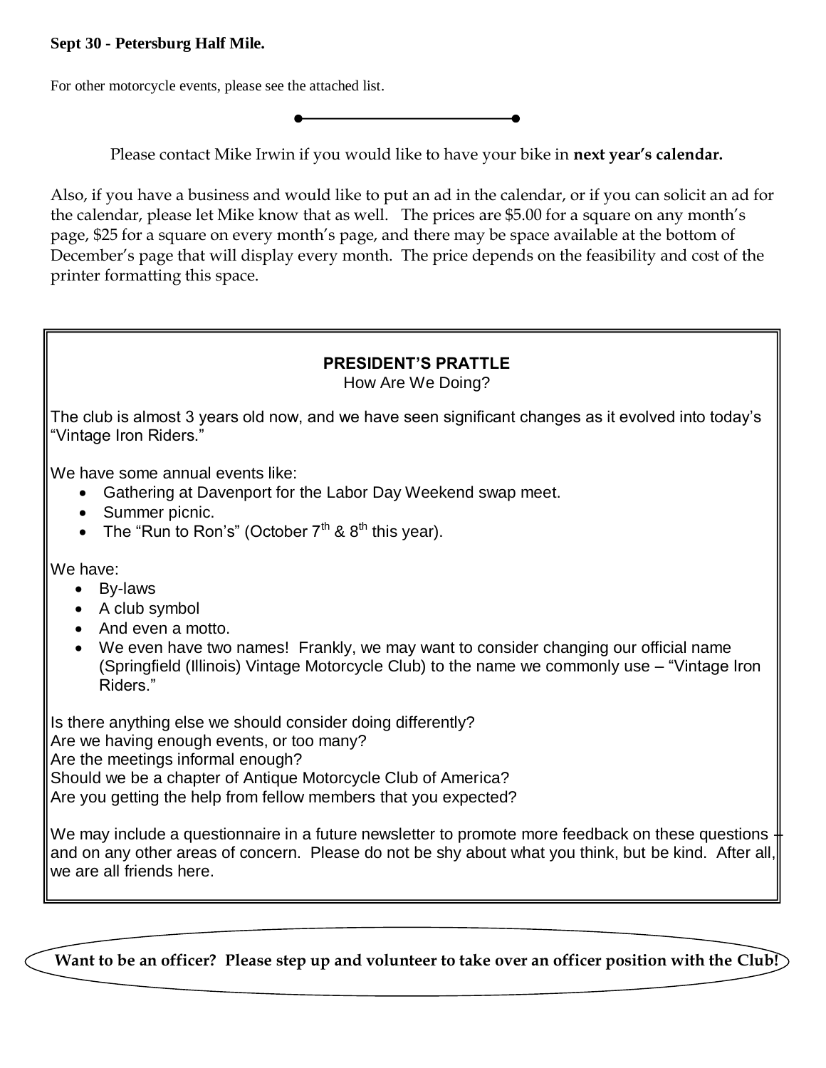**Sept 30 - Petersburg Half Mile.**

For other motorcycle events, please see the attached list.

---

Please contact Mike Irwin if you would like to have your bike in **next year's calendar.**

Also, if you have a business and would like to put an ad in the calendar, or if you can solicit an ad for the calendar, please let Mike know that as well. The prices are $5.00 for a square on any month's page, $25 for a square on every month's page, and there may be space available at the bottom of December's page that will display every month. The price depends on the feasibility and cost of the printer formatting this space.

## PRESIDENT'S PRATTLE

How Are We Doing?

The club is almost 3 years old now, and we have seen significant changes as it evolved into today's "Vintage Iron Riders."

We have some annual events like:

- Gathering at Davenport for the Labor Day Weekend swap meet.
- Summer picnic.
- The "Run to Ron's" (October 7th & 8th this year).

We have:

- By-laws
- A club symbol
- And even a motto.
- We even have two names! Frankly, we may want to consider changing our official name (Springfield (Illinois) Vintage Motorcycle Club) to the name we commonly use – "Vintage Iron Riders."

Is there anything else we should consider doing differently?
Are we having enough events, or too many?
Are the meetings informal enough?
Should we be a chapter of Antique Motorcycle Club of America?
Are you getting the help from fellow members that you expected?

We may include a questionnaire in a future newsletter to promote more feedback on these questions – and on any other areas of concern. Please do not be shy about what you think, but be kind. After all, we are all friends here.

**Want to be an officer? Please step up and volunteer to take over an officer position with the Club!**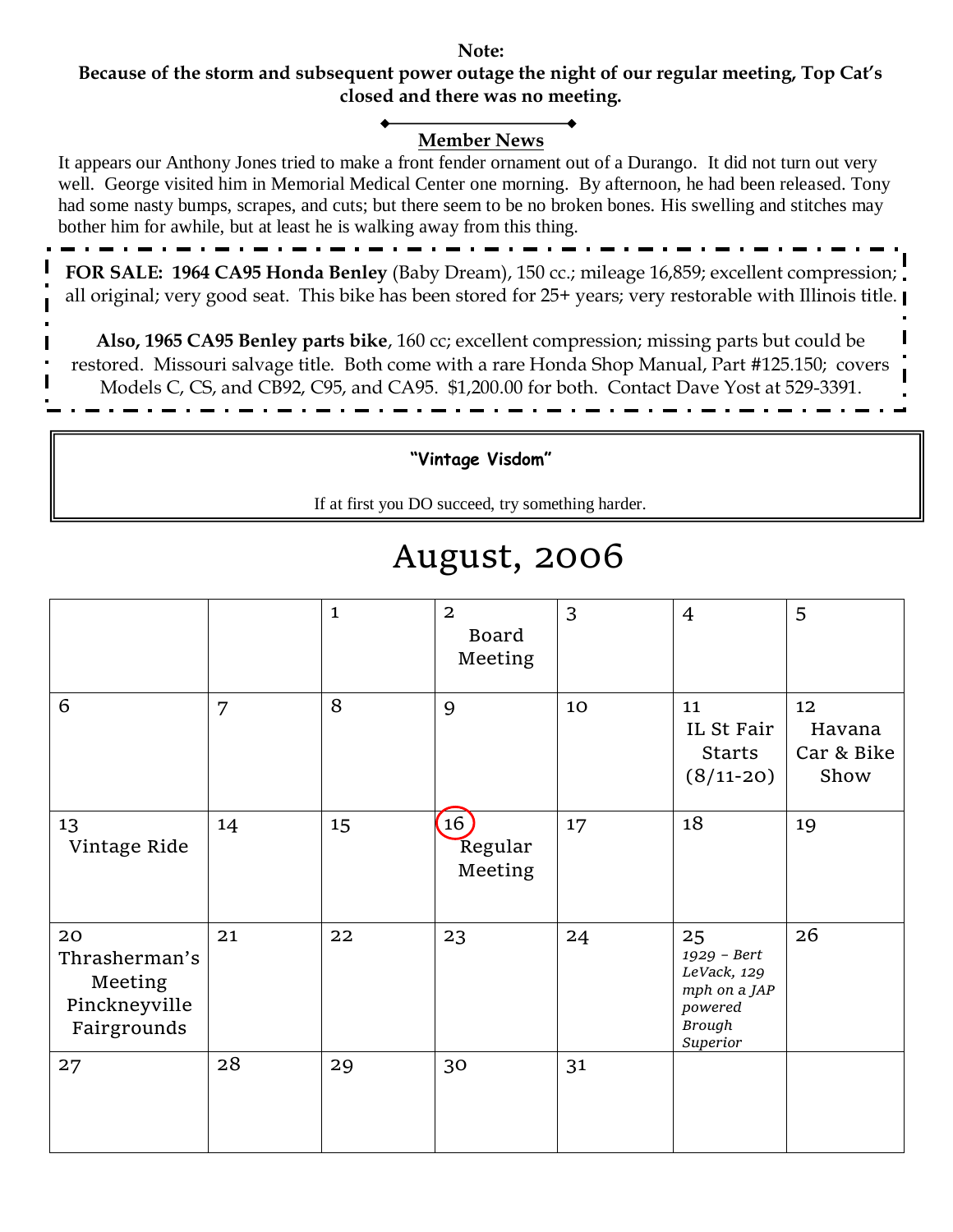**Note:**
**Because of the storm and subsequent power outage the night of our regular meeting, Top Cat's closed and there was no meeting.**

## Member News

It appears our Anthony Jones tried to make a front fender ornament out of a Durango. It did not turn out very well. George visited him in Memorial Medical Center one morning. By afternoon, he had been released. Tony had some nasty bumps, scrapes, and cuts; but there seem to be no broken bones. His swelling and stitches may bother him for awhile, but at least he is walking away from this thing.

---

**FOR SALE: 1964 CA95 Honda Benley** (Baby Dream), 150 cc.; mileage 16,859; excellent compression; all original; very good seat. This bike has been stored for 25+ years; very restorable with Illinois title.

**Also, 1965 CA95 Benley parts bike**, 160 cc; excellent compression; missing parts but could be restored. Missouri salvage title. Both come with a rare Honda Shop Manual, Part #125.150; covers Models C, CS, and CB92, C95, and CA95. $1,200.00 for both. Contact Dave Yost at 529-3391.

---

**"Vintage Visdom"**

If at first you DO succeed, try something harder.

# August, 2006

| | | | | | | |
|---|---|---|---|---|---|---|
| | | 1 | 2 Board Meeting | 3 | 4 | 5 |
| 6 | 7 | 8 | 9 | 10 | 11 IL St Fair Starts (8/11-20) | 12 Havana Car & Bike Show |
| 13 Vintage Ride | 14 | 15 | 16 Regular Meeting | 17 | 18 | 19 |
| 20 Thrasherman's Meeting Pinckneyville Fairgrounds | 21 | 22 | 23 | 24 | 25 *1929 – Bert LeVack, 129 mph on a JAP powered Brough Superior* | 26 |
| 27 | 28 | 29 | 30 | 31 | | |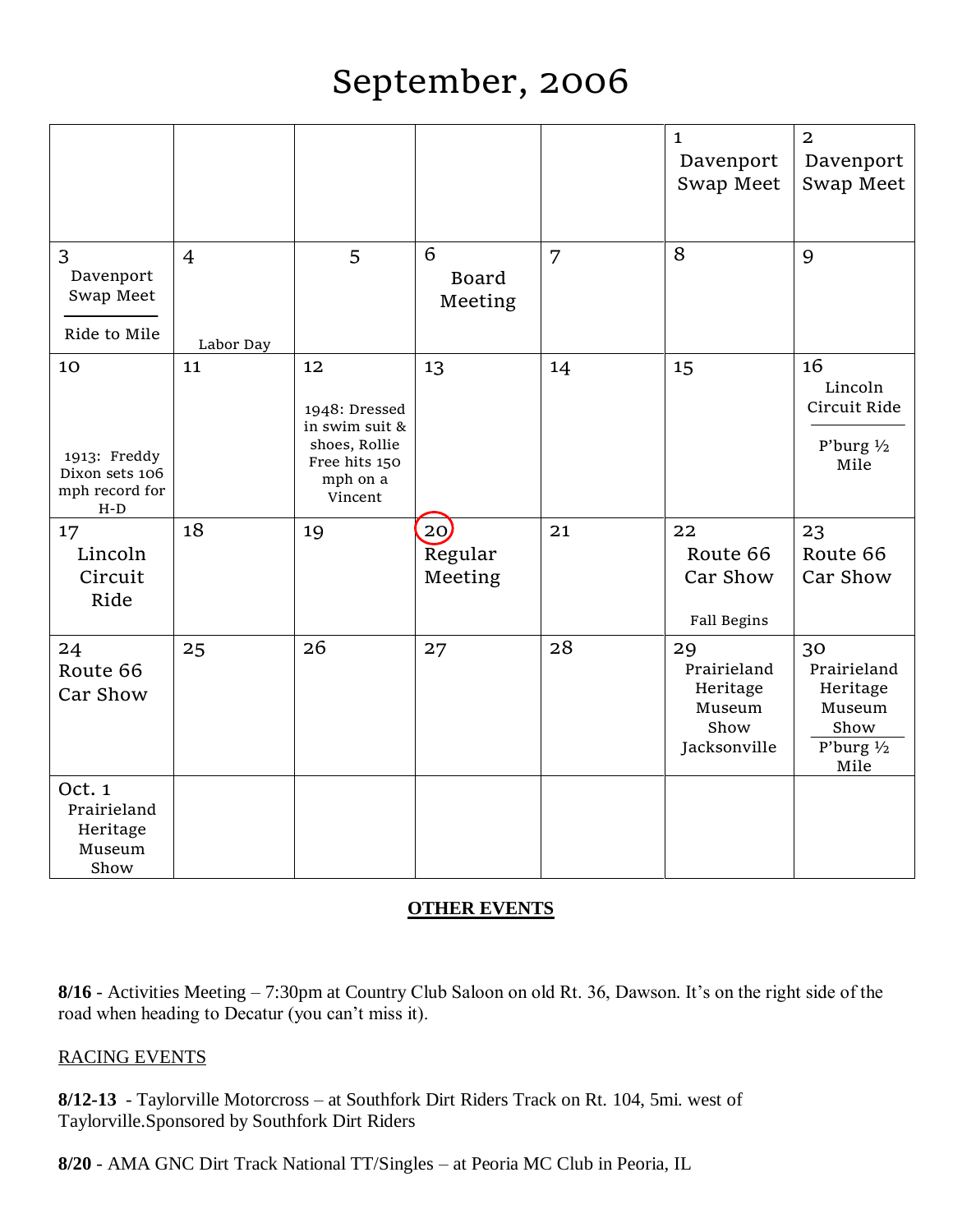# September, 2006

| Sun | Mon | Tue | Wed | Thu | Fri | Sat |
|---|---|---|---|---|---|---|
| | | | | | 1 Davenport Swap Meet | 2 Davenport Swap Meet |
| 3 Davenport Swap Meet / Ride to Mile | 4 Labor Day | 5 | 6 Board Meeting | 7 | 8 | 9 |
| 10 1913: Freddy Dixon sets 106 mph record for H-D | 11 | 12 1948: Dressed in swim suit & shoes, Rollie Free hits 150 mph on a Vincent | 13 | 14 | 15 | 16 Lincoln Circuit Ride / P'burg ½ Mile |
| 17 Lincoln Circuit Ride | 18 | 19 | 20 Regular Meeting | 21 | 22 Route 66 Car Show / Fall Begins | 23 Route 66 Car Show |
| 24 Route 66 Car Show | 25 | 26 | 27 | 28 | 29 Prairieland Heritage Museum Show Jacksonville | 30 Prairieland Heritage Museum Show / P'burg ½ Mile |
| Oct. 1 Prairieland Heritage Museum Show | | | | | | |

## OTHER EVENTS

**8/16** - Activities Meeting – 7:30pm at Country Club Saloon on old Rt. 36, Dawson. It's on the right side of the road when heading to Decatur (you can't miss it).

RACING EVENTS

**8/12-13** - Taylorville Motorcross – at Southfork Dirt Riders Track on Rt. 104, 5mi. west of Taylorville.Sponsored by Southfork Dirt Riders

**8/20** - AMA GNC Dirt Track National TT/Singles – at Peoria MC Club in Peoria, IL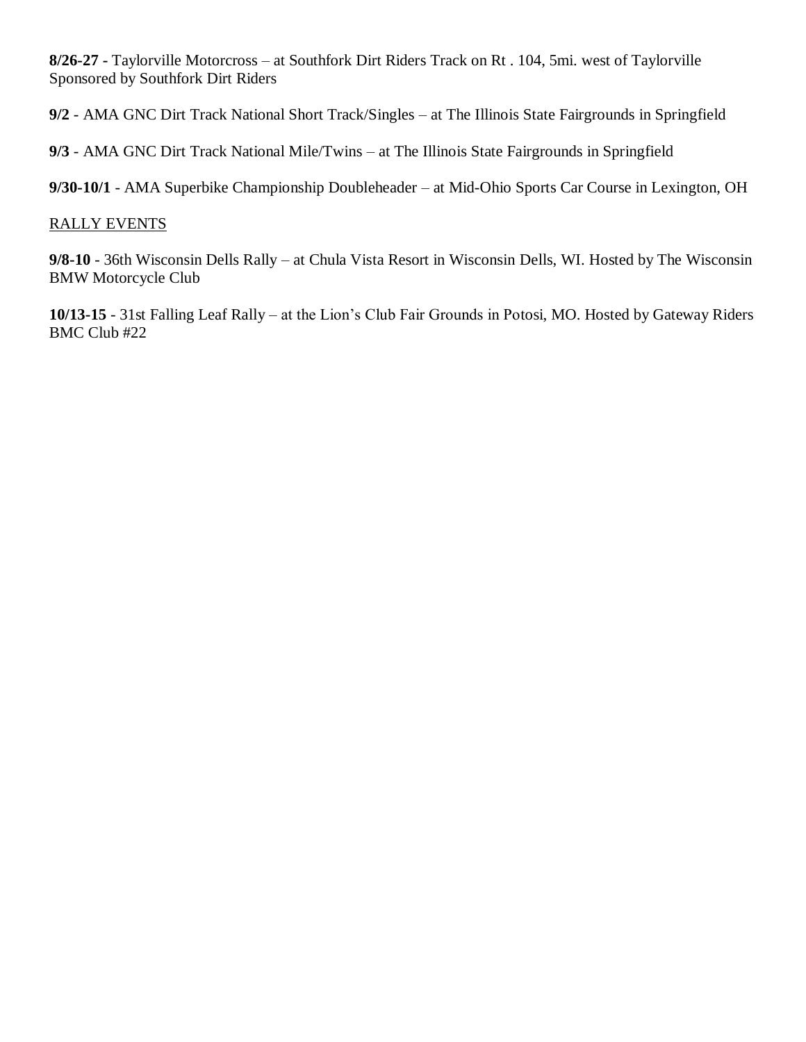**8/26-27 -** Taylorville Motorcross – at Southfork Dirt Riders Track on Rt . 104, 5mi. west of Taylorville Sponsored by Southfork Dirt Riders

**9/2** - AMA GNC Dirt Track National Short Track/Singles – at The Illinois State Fairgrounds in Springfield

**9/3** - AMA GNC Dirt Track National Mile/Twins – at The Illinois State Fairgrounds in Springfield

**9/30-10/1** - AMA Superbike Championship Doubleheader – at Mid-Ohio Sports Car Course in Lexington, OH

<u>RALLY EVENTS</u>

**9/8-10** - 36th Wisconsin Dells Rally – at Chula Vista Resort in Wisconsin Dells, WI. Hosted by The Wisconsin BMW Motorcycle Club

**10/13-15** - 31st Falling Leaf Rally – at the Lion's Club Fair Grounds in Potosi, MO. Hosted by Gateway Riders BMC Club #22